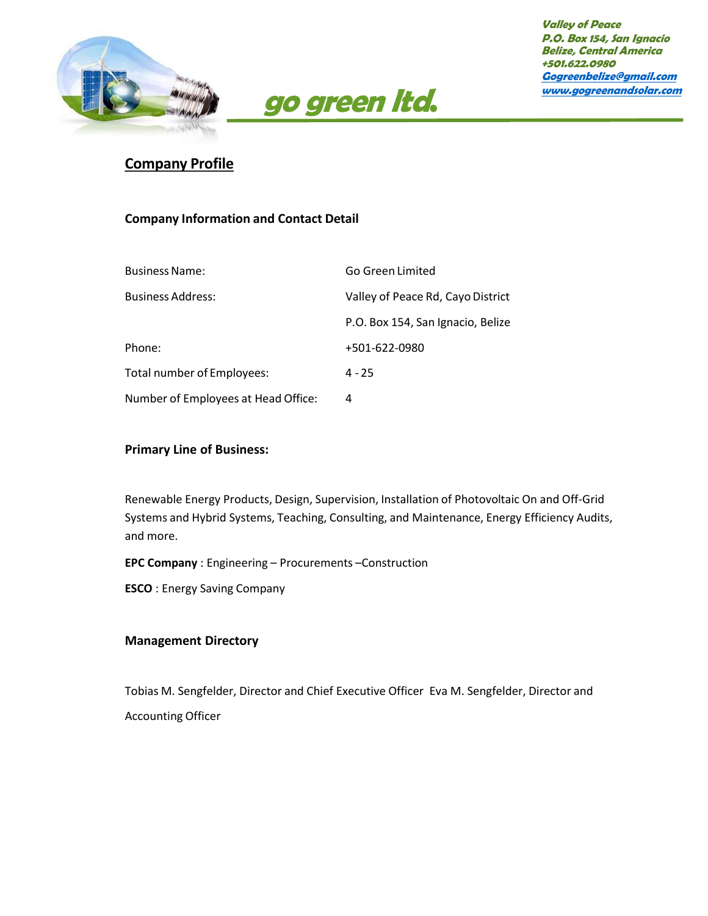go green ltd.

Valley of Peace
P.O. Box 154, San Ignacio
Belize, Central America
+501.622.0980
Gogreenbelize@gmail.com
www.gogreenandsolar.com

# Company Profile

## Company Information and Contact Detail

| | |
|---|---|
| Business Name: | Go Green Limited |
| Business Address: | Valley of Peace Rd, Cayo District |
| | P.O. Box 154, San Ignacio, Belize |
| Phone: | +501-622-0980 |
| Total number of Employees: | 4 - 25 |
| Number of Employees at Head Office: | 4 |

## Primary Line of Business:

Renewable Energy Products, Design, Supervision, Installation of Photovoltaic On and Off-Grid Systems and Hybrid Systems, Teaching, Consulting, and Maintenance, Energy Efficiency Audits, and more.

**EPC Company** : Engineering – Procurements –Construction

**ESCO** : Energy Saving Company

## Management Directory

Tobias M. Sengfelder, Director and Chief Executive Officer Eva M. Sengfelder, Director and Accounting Officer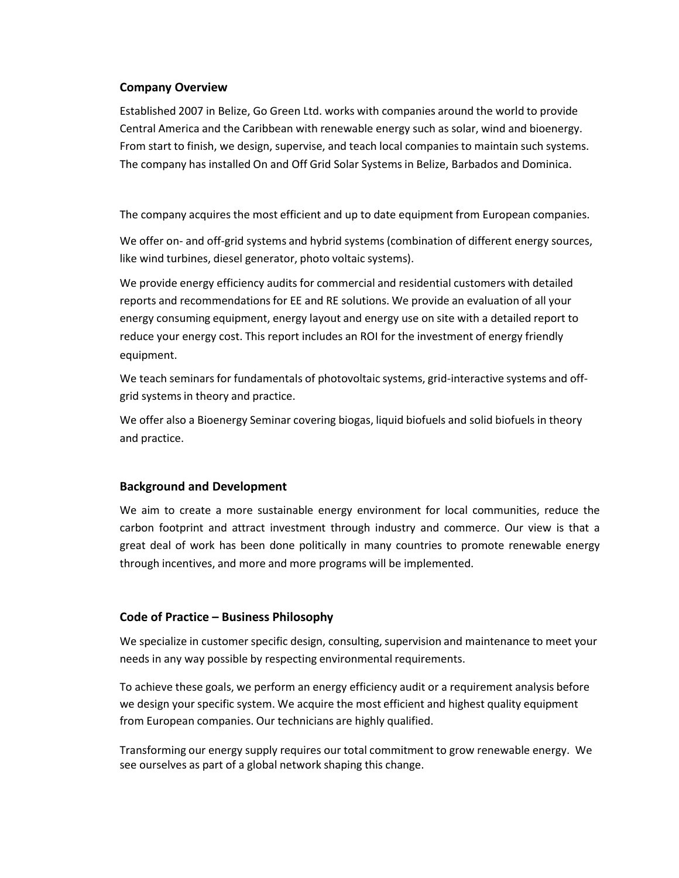## Company Overview

Established 2007 in Belize, Go Green Ltd. works with companies around the world to provide Central America and the Caribbean with renewable energy such as solar, wind and bioenergy. From start to finish, we design, supervise, and teach local companies to maintain such systems. The company has installed On and Off Grid Solar Systems in Belize, Barbados and Dominica.

The company acquires the most efficient and up to date equipment from European companies.

We offer on- and off-grid systems and hybrid systems (combination of different energy sources, like wind turbines, diesel generator, photo voltaic systems).

We provide energy efficiency audits for commercial and residential customers with detailed reports and recommendations for EE and RE solutions. We provide an evaluation of all your energy consuming equipment, energy layout and energy use on site with a detailed report to reduce your energy cost. This report includes an ROI for the investment of energy friendly equipment.

We teach seminars for fundamentals of photovoltaic systems, grid-interactive systems and off-grid systems in theory and practice.

We offer also a Bioenergy Seminar covering biogas, liquid biofuels and solid biofuels in theory and practice.

## Background and Development

We aim to create a more sustainable energy environment for local communities, reduce the carbon footprint and attract investment through industry and commerce. Our view is that a great deal of work has been done politically in many countries to promote renewable energy through incentives, and more and more programs will be implemented.

## Code of Practice – Business Philosophy

We specialize in customer specific design, consulting, supervision and maintenance to meet your needs in any way possible by respecting environmental requirements.

To achieve these goals, we perform an energy efficiency audit or a requirement analysis before we design your specific system. We acquire the most efficient and highest quality equipment from European companies. Our technicians are highly qualified.

Transforming our energy supply requires our total commitment to grow renewable energy. We see ourselves as part of a global network shaping this change.